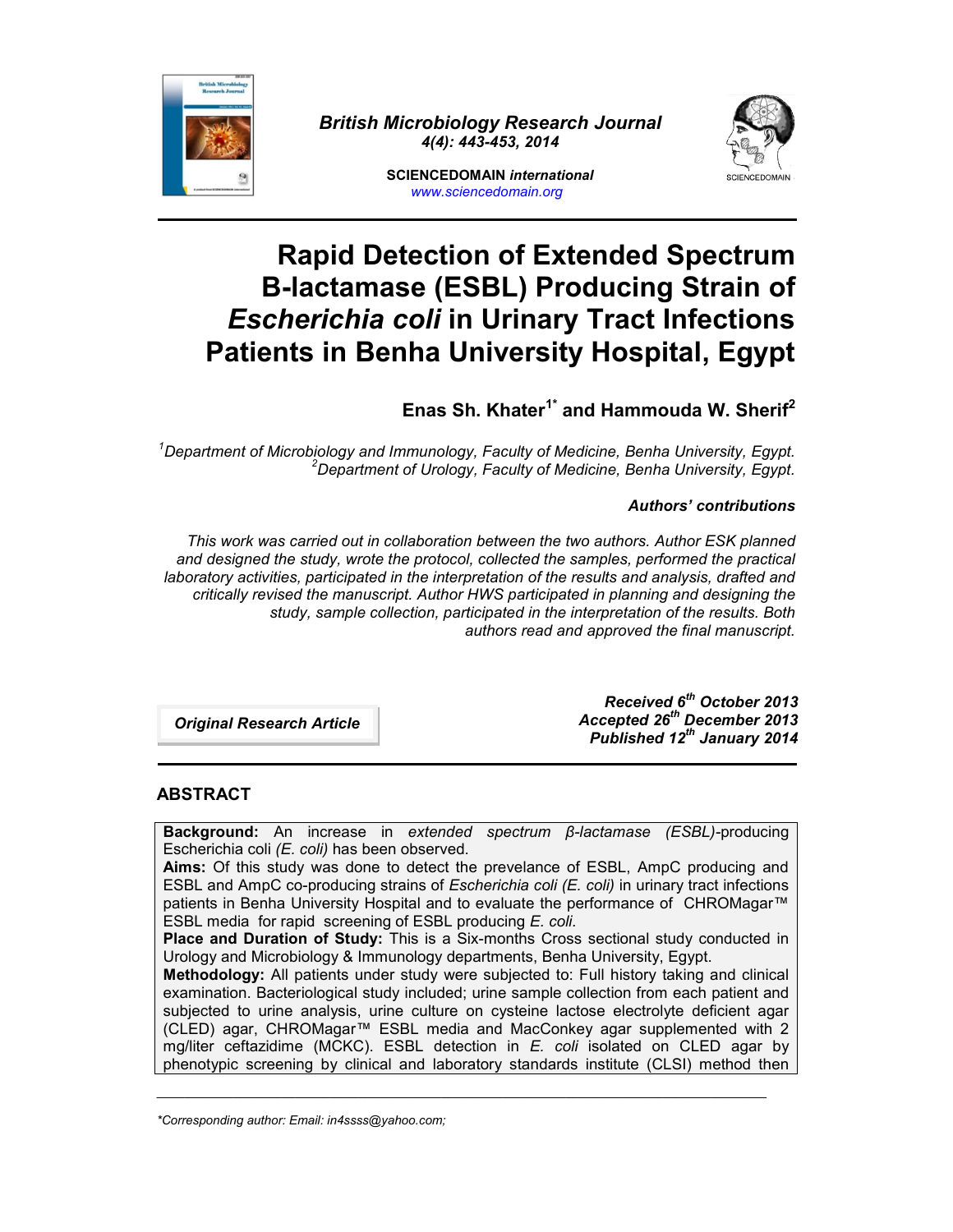# Rapid Detection of Extended Spectrum B-lactamase (ESBL) Producing Strain of *Escherichia coli* in Urinary Tract Infections Patients in Benha University Hospital, Egypt

**Enas Sh. Khater[1*] and Hammouda W. Sherif[2]**

*[1]Department of Microbiology and Immunology, Faculty of Medicine, Benha University, Egypt.*
*[2]Department of Urology, Faculty of Medicine, Benha University, Egypt.*

***Authors' contributions***

*This work was carried out in collaboration between the two authors. Author ESK planned and designed the study, wrote the protocol, collected the samples, performed the practical laboratory activities, participated in the interpretation of the results and analysis, drafted and critically revised the manuscript. Author HWS participated in planning and designing the study, sample collection, participated in the interpretation of the results. Both authors read and approved the final manuscript.*

***Original Research Article***

***Received 6th October 2013***
***Accepted 26th December 2013***
***Published 12th January 2014***

## ABSTRACT

**Background:** An increase in *extended spectrum β-lactamase (ESBL)*-producing Escherichia coli *(E. coli)* has been observed.

**Aims:** Of this study was done to detect the prevelance of ESBL, AmpC producing and ESBL and AmpC co-producing strains of *Escherichia coli (E. coli)* in urinary tract infections patients in Benha University Hospital and to evaluate the performance of CHROMagar™ ESBL media for rapid screening of ESBL producing *E. coli*.

**Place and Duration of Study:** This is a Six-months Cross sectional study conducted in Urology and Microbiology & Immunology departments, Benha University, Egypt.

**Methodology:** All patients under study were subjected to: Full history taking and clinical examination. Bacteriological study included; urine sample collection from each patient and subjected to urine analysis, urine culture on cysteine lactose electrolyte deficient agar (CLED) agar, CHROMagar™ ESBL media and MacConkey agar supplemented with 2 mg/liter ceftazidime (MCKC). ESBL detection in *E. coli* isolated on CLED agar by phenotypic screening by clinical and laboratory standards institute (CLSI) method then

---

*\*Corresponding author: Email: in4ssss@yahoo.com;*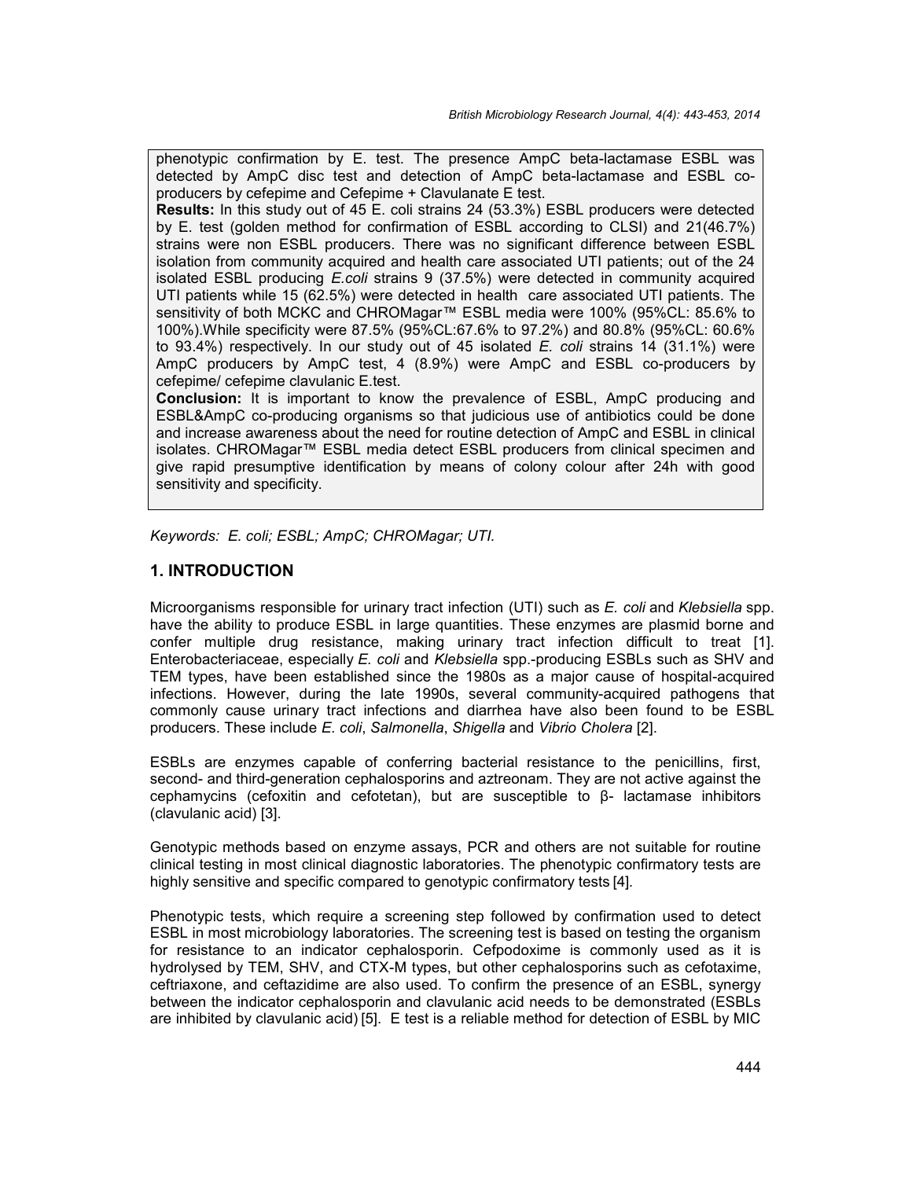phenotypic confirmation by E. test. The presence AmpC beta-lactamase ESBL was detected by AmpC disc test and detection of AmpC beta-lactamase and ESBL co-producers by cefepime and Cefepime + Clavulanate E test.

**Results:** In this study out of 45 E. coli strains 24 (53.3%) ESBL producers were detected by E. test (golden method for confirmation of ESBL according to CLSI) and 21(46.7%) strains were non ESBL producers. There was no significant difference between ESBL isolation from community acquired and health care associated UTI patients; out of the 24 isolated ESBL producing *E.coli* strains 9 (37.5%) were detected in community acquired UTI patients while 15 (62.5%) were detected in health care associated UTI patients. The sensitivity of both MCKC and CHROMagar™ ESBL media were 100% (95%CL: 85.6% to 100%).While specificity were 87.5% (95%CL:67.6% to 97.2%) and 80.8% (95%CL: 60.6% to 93.4%) respectively. In our study out of 45 isolated *E. coli* strains 14 (31.1%) were AmpC producers by AmpC test, 4 (8.9%) were AmpC and ESBL co-producers by cefepime/ cefepime clavulanic E.test.

**Conclusion:** It is important to know the prevalence of ESBL, AmpC producing and ESBL&AmpC co-producing organisms so that judicious use of antibiotics could be done and increase awareness about the need for routine detection of AmpC and ESBL in clinical isolates. CHROMagar™ ESBL media detect ESBL producers from clinical specimen and give rapid presumptive identification by means of colony colour after 24h with good sensitivity and specificity.

*Keywords: E. coli; ESBL; AmpC; CHROMagar; UTI.*

## 1. INTRODUCTION

Microorganisms responsible for urinary tract infection (UTI) such as *E. coli* and *Klebsiella* spp. have the ability to produce ESBL in large quantities. These enzymes are plasmid borne and confer multiple drug resistance, making urinary tract infection difficult to treat [1]. Enterobacteriaceae, especially *E. coli* and *Klebsiella* spp.-producing ESBLs such as SHV and TEM types, have been established since the 1980s as a major cause of hospital-acquired infections. However, during the late 1990s, several community-acquired pathogens that commonly cause urinary tract infections and diarrhea have also been found to be ESBL producers. These include *E. coli*, *Salmonella*, *Shigella* and *Vibrio Cholera* [2].

ESBLs are enzymes capable of conferring bacterial resistance to the penicillins, first, second- and third-generation cephalosporins and aztreonam. They are not active against the cephamycins (cefoxitin and cefotetan), but are susceptible to β- lactamase inhibitors (clavulanic acid) [3].

Genotypic methods based on enzyme assays, PCR and others are not suitable for routine clinical testing in most clinical diagnostic laboratories. The phenotypic confirmatory tests are highly sensitive and specific compared to genotypic confirmatory tests [4].

Phenotypic tests, which require a screening step followed by confirmation used to detect ESBL in most microbiology laboratories. The screening test is based on testing the organism for resistance to an indicator cephalosporin. Cefpodoxime is commonly used as it is hydrolysed by TEM, SHV, and CTX-M types, but other cephalosporins such as cefotaxime, ceftriaxone, and ceftazidime are also used. To confirm the presence of an ESBL, synergy between the indicator cephalosporin and clavulanic acid needs to be demonstrated (ESBLs are inhibited by clavulanic acid) [5]. E test is a reliable method for detection of ESBL by MIC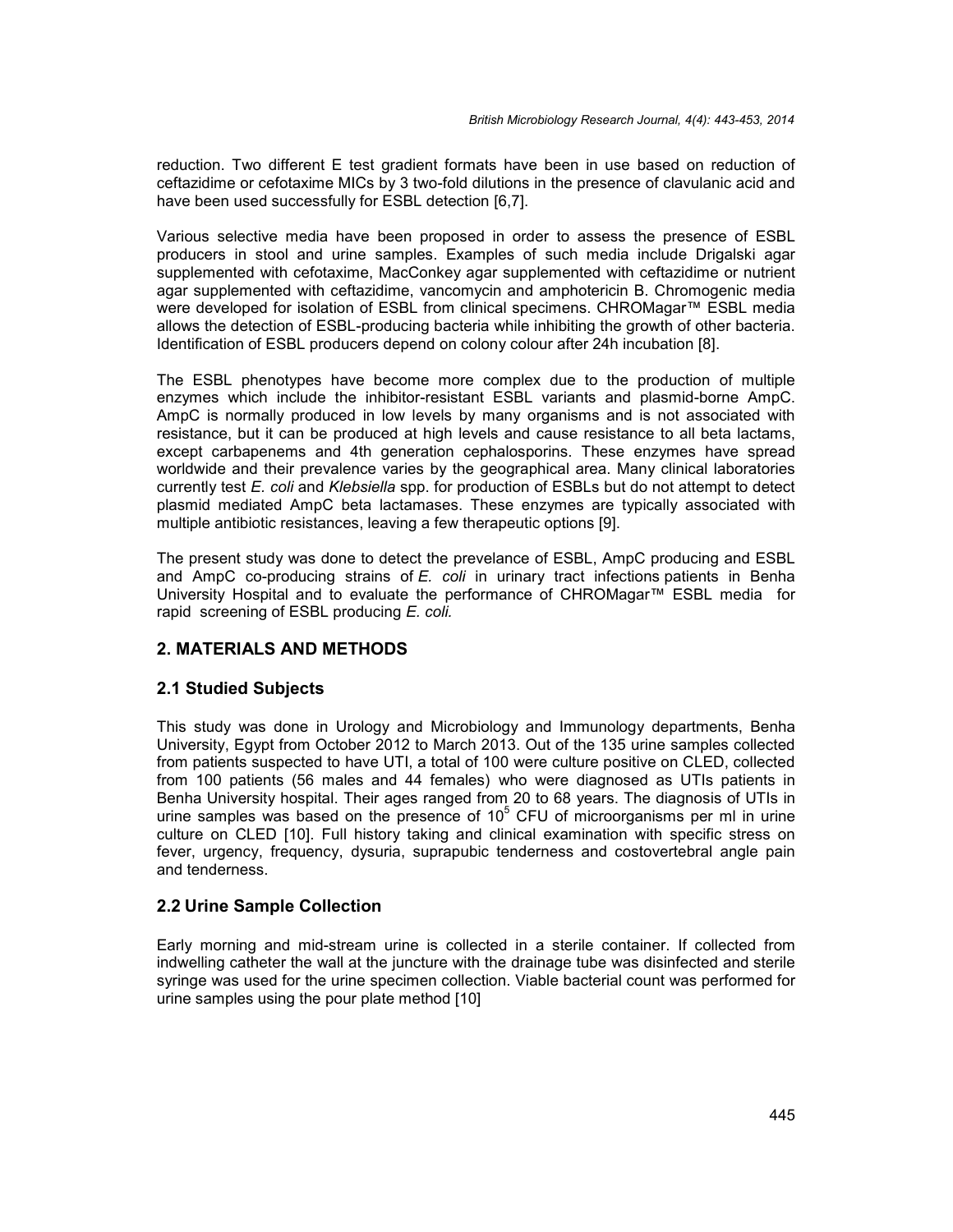reduction. Two different E test gradient formats have been in use based on reduction of ceftazidime or cefotaxime MICs by 3 two-fold dilutions in the presence of clavulanic acid and have been used successfully for ESBL detection [6,7].

Various selective media have been proposed in order to assess the presence of ESBL producers in stool and urine samples. Examples of such media include Drigalski agar supplemented with cefotaxime, MacConkey agar supplemented with ceftazidime or nutrient agar supplemented with ceftazidime, vancomycin and amphotericin B. Chromogenic media were developed for isolation of ESBL from clinical specimens. CHROMagar™ ESBL media allows the detection of ESBL-producing bacteria while inhibiting the growth of other bacteria. Identification of ESBL producers depend on colony colour after 24h incubation [8].

The ESBL phenotypes have become more complex due to the production of multiple enzymes which include the inhibitor-resistant ESBL variants and plasmid-borne AmpC. AmpC is normally produced in low levels by many organisms and is not associated with resistance, but it can be produced at high levels and cause resistance to all beta lactams, except carbapenems and 4th generation cephalosporins. These enzymes have spread worldwide and their prevalence varies by the geographical area. Many clinical laboratories currently test *E. coli* and *Klebsiella* spp. for production of ESBLs but do not attempt to detect plasmid mediated AmpC beta lactamases. These enzymes are typically associated with multiple antibiotic resistances, leaving a few therapeutic options [9].

The present study was done to detect the prevelance of ESBL, AmpC producing and ESBL and AmpC co-producing strains of *E. coli* in urinary tract infections patients in Benha University Hospital and to evaluate the performance of CHROMagar™ ESBL media for rapid screening of ESBL producing *E. coli.*

## 2. MATERIALS AND METHODS

### 2.1 Studied Subjects

This study was done in Urology and Microbiology and Immunology departments, Benha University, Egypt from October 2012 to March 2013. Out of the 135 urine samples collected from patients suspected to have UTI, a total of 100 were culture positive on CLED, collected from 100 patients (56 males and 44 females) who were diagnosed as UTIs patients in Benha University hospital. Their ages ranged from 20 to 68 years. The diagnosis of UTIs in urine samples was based on the presence of $10^5$ CFU of microorganisms per ml in urine culture on CLED [10]. Full history taking and clinical examination with specific stress on fever, urgency, frequency, dysuria, suprapubic tenderness and costovertebral angle pain and tenderness.

### 2.2 Urine Sample Collection

Early morning and mid-stream urine is collected in a sterile container. If collected from indwelling catheter the wall at the juncture with the drainage tube was disinfected and sterile syringe was used for the urine specimen collection. Viable bacterial count was performed for urine samples using the pour plate method [10]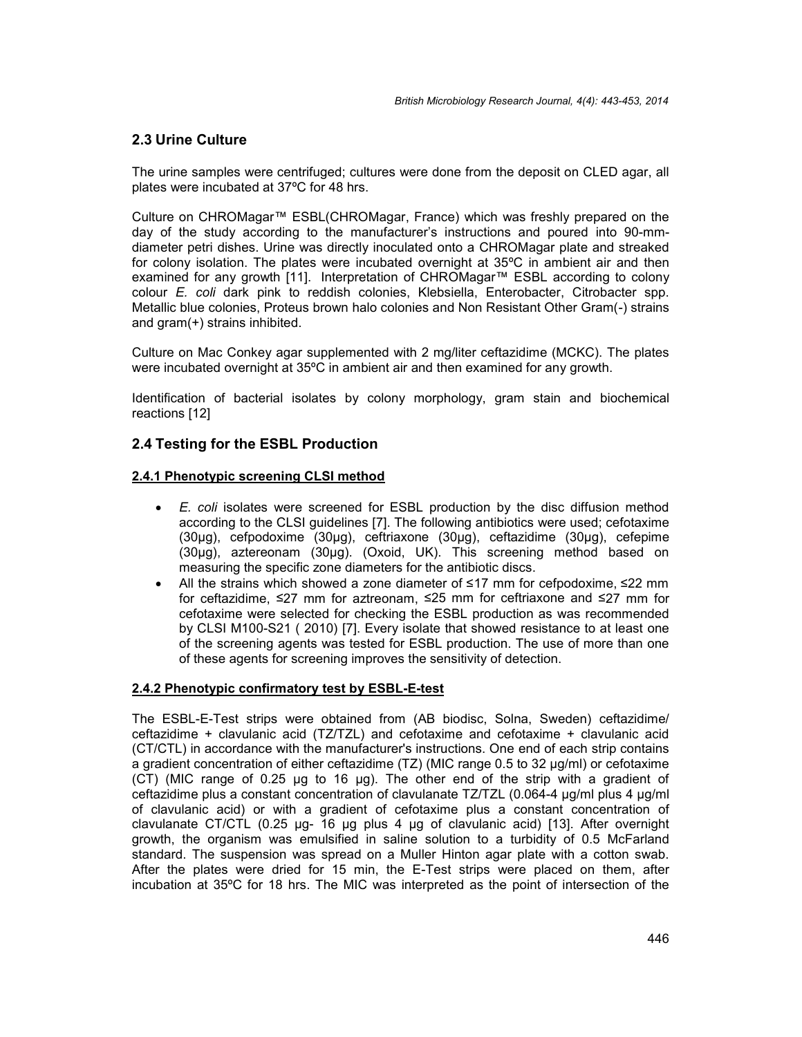## 2.3 Urine Culture

The urine samples were centrifuged; cultures were done from the deposit on CLED agar, all plates were incubated at 37ºC for 48 hrs.

Culture on CHROMagar™ ESBL(CHROMagar, France) which was freshly prepared on the day of the study according to the manufacturer's instructions and poured into 90-mm-diameter petri dishes. Urine was directly inoculated onto a CHROMagar plate and streaked for colony isolation. The plates were incubated overnight at 35ºC in ambient air and then examined for any growth [11]. Interpretation of CHROMagar™ ESBL according to colony colour *E. coli* dark pink to reddish colonies, Klebsiella, Enterobacter, Citrobacter spp. Metallic blue colonies, Proteus brown halo colonies and Non Resistant Other Gram(-) strains and gram(+) strains inhibited.

Culture on Mac Conkey agar supplemented with 2 mg/liter ceftazidime (MCKC). The plates were incubated overnight at 35ºC in ambient air and then examined for any growth.

Identification of bacterial isolates by colony morphology, gram stain and biochemical reactions [12]

## 2.4 Testing for the ESBL Production

### 2.4.1 Phenotypic screening CLSI method

- *E. coli* isolates were screened for ESBL production by the disc diffusion method according to the CLSI guidelines [7]. The following antibiotics were used; cefotaxime (30µg), cefpodoxime (30µg), ceftriaxone (30µg), ceftazidime (30µg), cefepime (30µg), aztereonam (30µg). (Oxoid, UK). This screening method based on measuring the specific zone diameters for the antibiotic discs.
- All the strains which showed a zone diameter of ≤17 mm for cefpodoxime, ≤22 mm for ceftazidime, ≤27 mm for aztreonam, ≤25 mm for ceftriaxone and ≤27 mm for cefotaxime were selected for checking the ESBL production as was recommended by CLSI M100-S21 ( 2010) [7]. Every isolate that showed resistance to at least one of the screening agents was tested for ESBL production. The use of more than one of these agents for screening improves the sensitivity of detection.

### 2.4.2 Phenotypic confirmatory test by ESBL-E-test

The ESBL-E-Test strips were obtained from (AB biodisc, Solna, Sweden) ceftazidime/ ceftazidime + clavulanic acid (TZ/TZL) and cefotaxime and cefotaxime + clavulanic acid (CT/CTL) in accordance with the manufacturer's instructions. One end of each strip contains a gradient concentration of either ceftazidime (TZ) (MIC range 0.5 to 32 µg/ml) or cefotaxime (CT) (MIC range of 0.25 µg to 16 µg). The other end of the strip with a gradient of ceftazidime plus a constant concentration of clavulanate TZ/TZL (0.064-4 µg/ml plus 4 µg/ml of clavulanic acid) or with a gradient of cefotaxime plus a constant concentration of clavulanate CT/CTL (0.25 µg- 16 µg plus 4 µg of clavulanic acid) [13]. After overnight growth, the organism was emulsified in saline solution to a turbidity of 0.5 McFarland standard. The suspension was spread on a Muller Hinton agar plate with a cotton swab. After the plates were dried for 15 min, the E-Test strips were placed on them, after incubation at 35ºC for 18 hrs. The MIC was interpreted as the point of intersection of the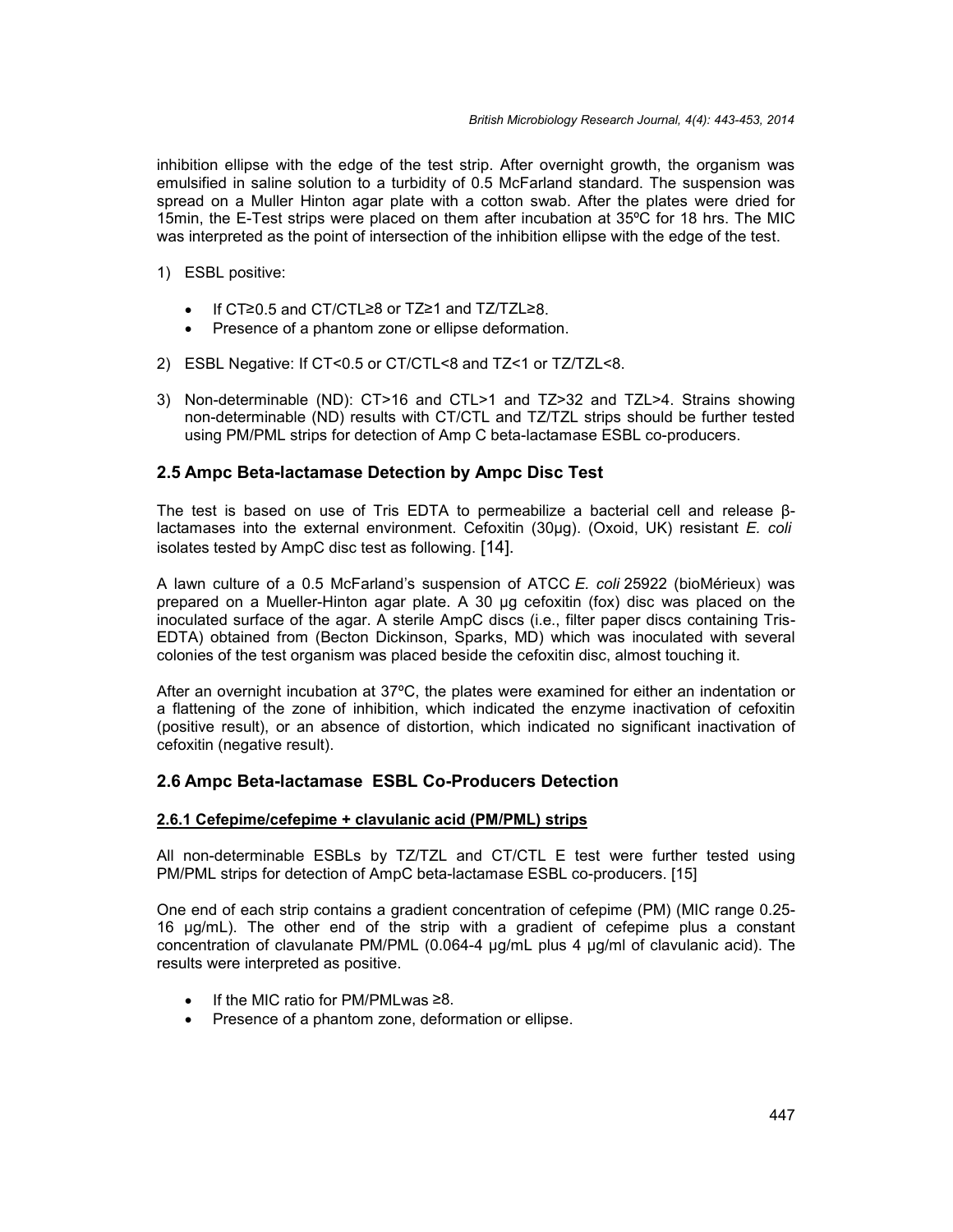inhibition ellipse with the edge of the test strip. After overnight growth, the organism was emulsified in saline solution to a turbidity of 0.5 McFarland standard. The suspension was spread on a Muller Hinton agar plate with a cotton swab. After the plates were dried for 15min, the E-Test strips were placed on them after incubation at 35ºC for 18 hrs. The MIC was interpreted as the point of intersection of the inhibition ellipse with the edge of the test.

1) ESBL positive:

   - If CT≥0.5 and CT/CTL≥8 or TZ≥1 and TZ/TZL≥8.
   - Presence of a phantom zone or ellipse deformation.

2) ESBL Negative: If CT<0.5 or CT/CTL<8 and TZ<1 or TZ/TZL<8.

3) Non-determinable (ND): CT>16 and CTL>1 and TZ>32 and TZL>4. Strains showing non-determinable (ND) results with CT/CTL and TZ/TZL strips should be further tested using PM/PML strips for detection of Amp C beta-lactamase ESBL co-producers.

## 2.5 Ampc Beta-lactamase Detection by Ampc Disc Test

The test is based on use of Tris EDTA to permeabilize a bacterial cell and release β-lactamases into the external environment. Cefoxitin (30μg). (Oxoid, UK) resistant *E. coli* isolates tested by AmpC disc test as following. [14].

A lawn culture of a 0.5 McFarland's suspension of ATCC *E. coli* 25922 (bioMérieux) was prepared on a Mueller-Hinton agar plate. A 30 μg cefoxitin (fox) disc was placed on the inoculated surface of the agar. A sterile AmpC discs (i.e., filter paper discs containing Tris-EDTA) obtained from (Becton Dickinson, Sparks, MD) which was inoculated with several colonies of the test organism was placed beside the cefoxitin disc, almost touching it.

After an overnight incubation at 37ºC, the plates were examined for either an indentation or a flattening of the zone of inhibition, which indicated the enzyme inactivation of cefoxitin (positive result), or an absence of distortion, which indicated no significant inactivation of cefoxitin (negative result).

## 2.6 Ampc Beta-lactamase ESBL Co-Producers Detection

### 2.6.1 Cefepime/cefepime + clavulanic acid (PM/PML) strips

All non-determinable ESBLs by TZ/TZL and CT/CTL E test were further tested using PM/PML strips for detection of AmpC beta-lactamase ESBL co-producers. [15]

One end of each strip contains a gradient concentration of cefepime (PM) (MIC range 0.25-16 μg/mL). The other end of the strip with a gradient of cefepime plus a constant concentration of clavulanate PM/PML (0.064-4 μg/mL plus 4 μg/ml of clavulanic acid). The results were interpreted as positive.

- If the MIC ratio for PM/PMLwas ≥8.
- Presence of a phantom zone, deformation or ellipse.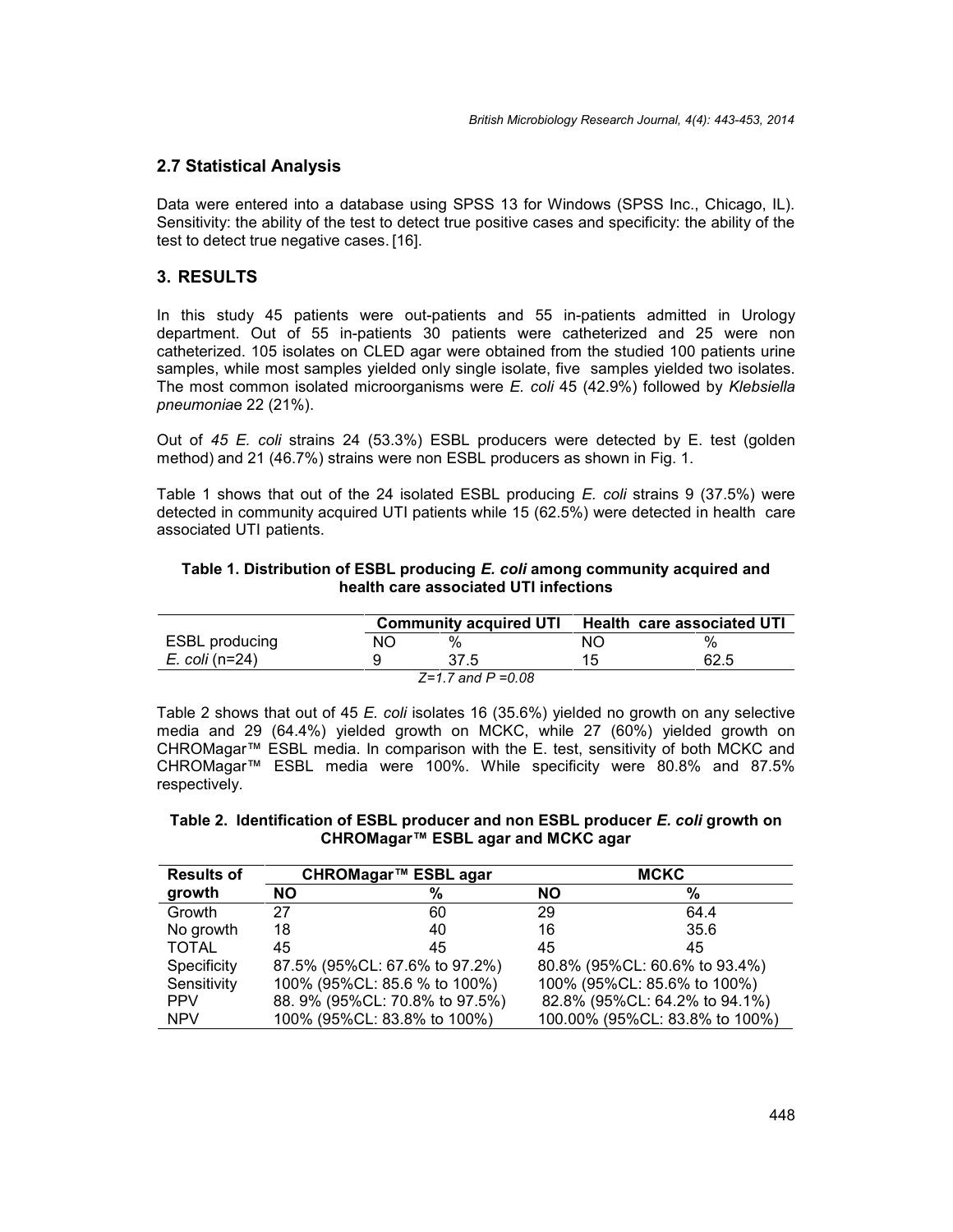## 2.7 Statistical Analysis

Data were entered into a database using SPSS 13 for Windows (SPSS Inc., Chicago, IL). Sensitivity: the ability of the test to detect true positive cases and specificity: the ability of the test to detect true negative cases. [16].

## 3. RESULTS

In this study 45 patients were out-patients and 55 in-patients admitted in Urology department. Out of 55 in-patients 30 patients were catheterized and 25 were non catheterized. 105 isolates on CLED agar were obtained from the studied 100 patients urine samples, while most samples yielded only single isolate, five samples yielded two isolates. The most common isolated microorganisms were *E. coli* 45 (42.9%) followed by *Klebsiella pneumonia*e 22 (21%).

Out of *45 E. coli* strains 24 (53.3%) ESBL producers were detected by E. test (golden method) and 21 (46.7%) strains were non ESBL producers as shown in Fig. 1.

Table 1 shows that out of the 24 isolated ESBL producing *E. coli* strains 9 (37.5%) were detected in community acquired UTI patients while 15 (62.5%) were detected in health care associated UTI patients.

**Table 1. Distribution of ESBL producing *E. coli* among community acquired and health care associated UTI infections**

| | Community acquired UTI | | Health care associated UTI | |
|---|---|---|---|---|
| ESBL producing | NO | % | NO | % |
| *E. coli* (n=24) | 9 | 37.5 | 15 | 62.5 |
| *Z=1.7 and P =0.08* | | | | |

Table 2 shows that out of 45 *E. coli* isolates 16 (35.6%) yielded no growth on any selective media and 29 (64.4%) yielded growth on MCKC, while 27 (60%) yielded growth on CHROMagar™ ESBL media. In comparison with the E. test, sensitivity of both MCKC and CHROMagar™ ESBL media were 100%. While specificity were 80.8% and 87.5% respectively.

**Table 2. Identification of ESBL producer and non ESBL producer *E. coli* growth on CHROMagar™ ESBL agar and MCKC agar**

| Results of growth | CHROMagar™ ESBL agar | | MCKC | |
|---|---|---|---|---|
| | **NO** | **%** | **NO** | **%** |
| Growth | 27 | 60 | 29 | 64.4 |
| No growth | 18 | 40 | 16 | 35.6 |
| TOTAL | 45 | 45 | 45 | 45 |
| Specificity | 87.5% (95%CL: 67.6% to 97.2%) | | 80.8% (95%CL: 60.6% to 93.4%) | |
| Sensitivity | 100% (95%CL: 85.6 % to 100%) | | 100% (95%CL: 85.6% to 100%) | |
| PPV | 88. 9% (95%CL: 70.8% to 97.5%) | | 82.8% (95%CL: 64.2% to 94.1%) | |
| NPV | 100% (95%CL: 83.8% to 100%) | | 100.00% (95%CL: 83.8% to 100%) | |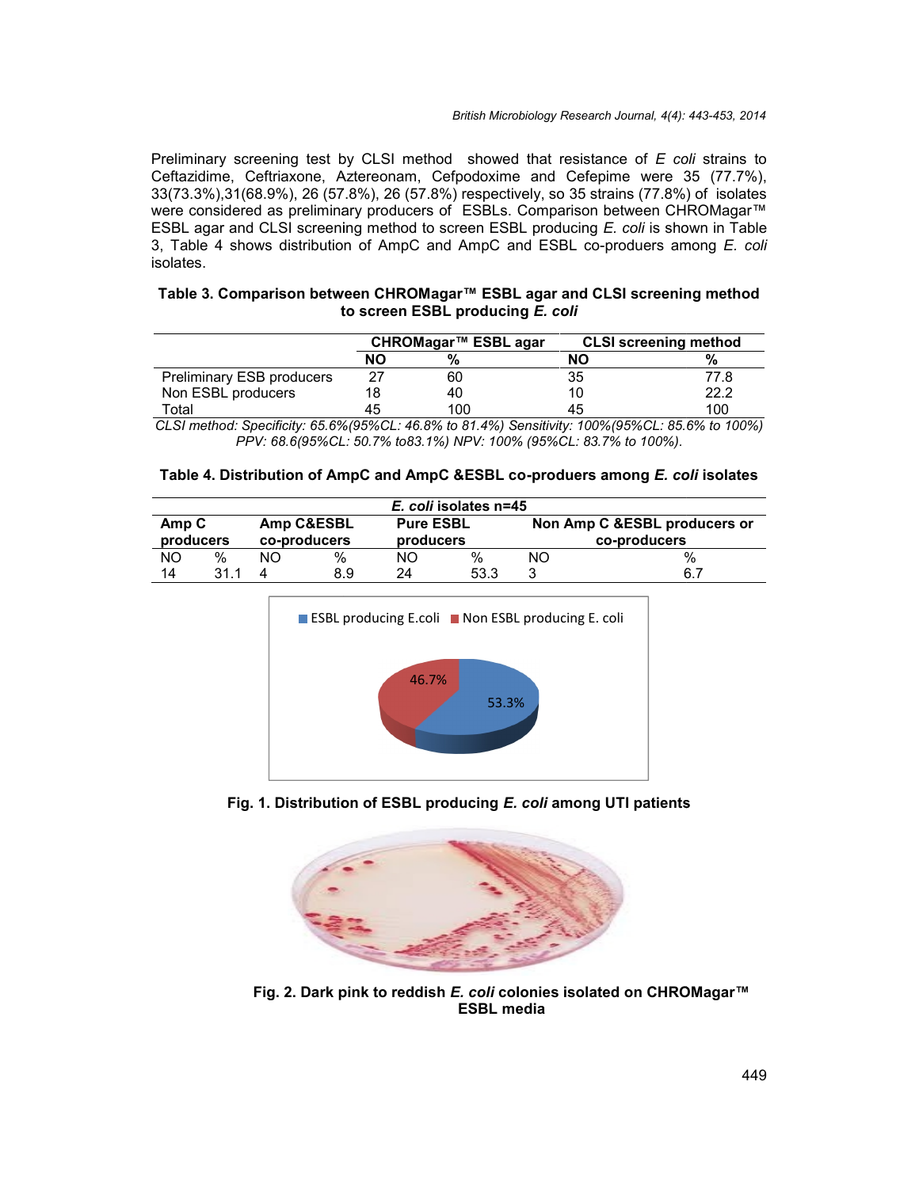Preliminary screening test by CLSI method showed that resistance of *E coli* strains to Ceftazidime, Ceftriaxone, Aztereonam, Cefpodoxime and Cefepime were 35 (77.7%), 33(73.3%),31(68.9%), 26 (57.8%), 26 (57.8%) respectively, so 35 strains (77.8%) of isolates were considered as preliminary producers of ESBLs. Comparison between CHROMagar™ ESBL agar and CLSI screening method to screen ESBL producing *E. coli* is shown in Table 3, Table 4 shows distribution of AmpC and AmpC and ESBL co-produers among *E. coli* isolates.

**Table 3. Comparison between CHROMagar™ ESBL agar and CLSI screening method to screen ESBL producing *E. coli***

| | CHROMagar™ ESBL agar | | CLSI screening method | |
|---|---|---|---|---|
| | **NO** | **%** | **NO** | **%** |
| Preliminary ESB producers | 27 | 60 | 35 | 77.8 |
| Non ESBL producers | 18 | 40 | 10 | 22.2 |
| Total | 45 | 100 | 45 | 100 |

*CLSI method: Specificity: 65.6%(95%CL: 46.8% to 81.4%) Sensitivity: 100%(95%CL: 85.6% to 100%) PPV: 68.6(95%CL: 50.7% to83.1%) NPV: 100% (95%CL: 83.7% to 100%).*

**Table 4. Distribution of AmpC and AmpC &ESBL co-produers among *E. coli* isolates**

| *E. coli* isolates n=45 | | | | | | | |
|---|---|---|---|---|---|---|---|
| **Amp C producers** | | **Amp C&ESBL co-producers** | | **Pure ESBL producers** | | **Non Amp C &ESBL producers or co-producers** | |
| NO | % | NO | % | NO | % | NO | % |
| 14 | 31.1 | 4 | 8.9 | 24 | 53.3 | 3 | 6.7 |

**Fig. 1. Distribution of ESBL producing *E. coli* among UTI patients**

**Fig. 2. Dark pink to reddish *E. coli* colonies isolated on CHROMagar™ ESBL media**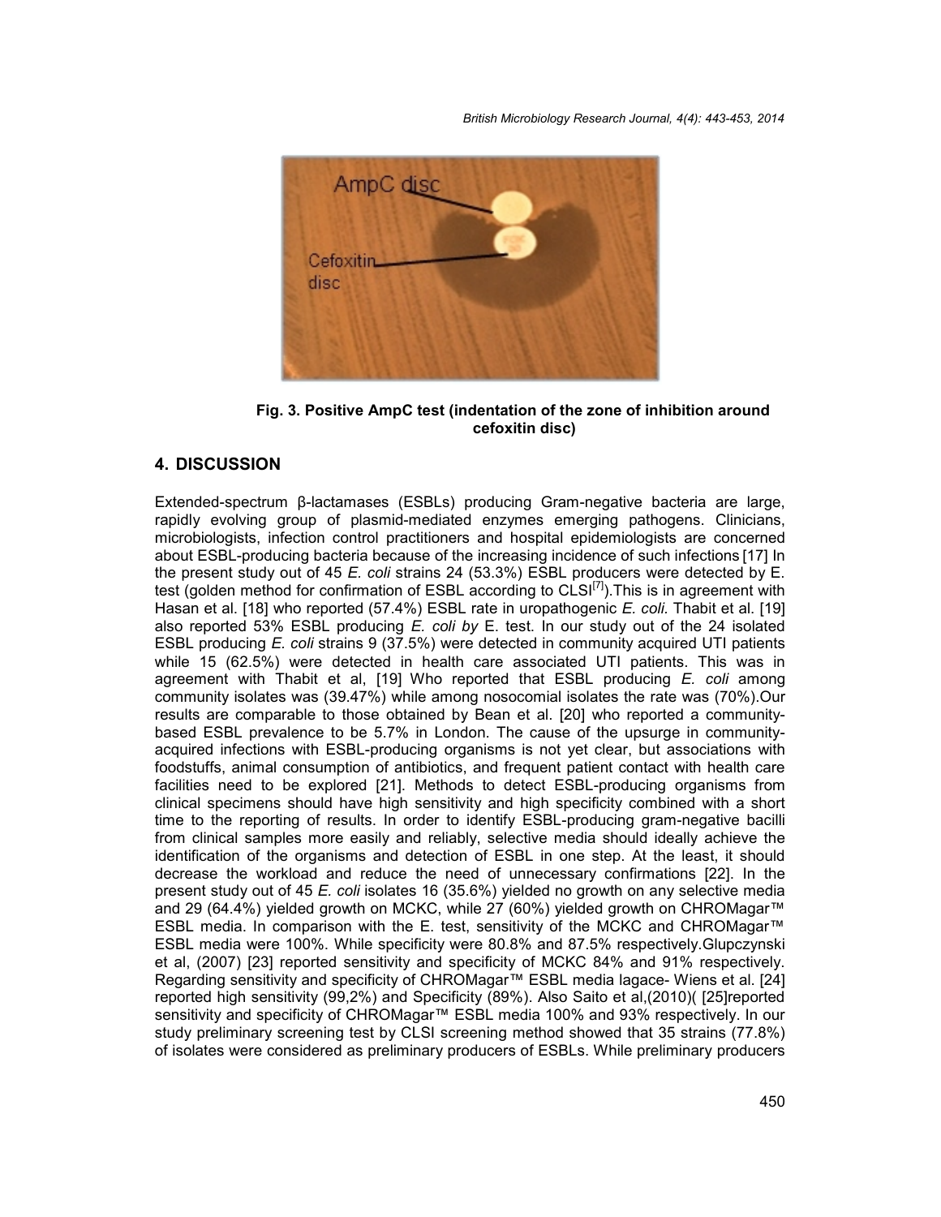Fig. 3. Positive AmpC test (indentation of the zone of inhibition around cefoxitin disc)

## 4. DISCUSSION

Extended-spectrum β-lactamases (ESBLs) producing Gram-negative bacteria are large, rapidly evolving group of plasmid-mediated enzymes emerging pathogens. Clinicians, microbiologists, infection control practitioners and hospital epidemiologists are concerned about ESBL-producing bacteria because of the increasing incidence of such infections [17] In the present study out of 45 *E. coli* strains 24 (53.3%) ESBL producers were detected by E. test (golden method for confirmation of ESBL according to CLSI[7]).This is in agreement with Hasan et al. [18] who reported (57.4%) ESBL rate in uropathogenic *E. coli*. Thabit et al. [19] also reported 53% ESBL producing *E. coli by* E. test. In our study out of the 24 isolated ESBL producing *E. coli* strains 9 (37.5%) were detected in community acquired UTI patients while 15 (62.5%) were detected in health care associated UTI patients. This was in agreement with Thabit et al, [19] Who reported that ESBL producing *E. coli* among community isolates was (39.47%) while among nosocomial isolates the rate was (70%).Our results are comparable to those obtained by Bean et al. [20] who reported a community-based ESBL prevalence to be 5.7% in London. The cause of the upsurge in community-acquired infections with ESBL-producing organisms is not yet clear, but associations with foodstuffs, animal consumption of antibiotics, and frequent patient contact with health care facilities need to be explored [21]. Methods to detect ESBL-producing organisms from clinical specimens should have high sensitivity and high specificity combined with a short time to the reporting of results. In order to identify ESBL-producing gram-negative bacilli from clinical samples more easily and reliably, selective media should ideally achieve the identification of the organisms and detection of ESBL in one step. At the least, it should decrease the workload and reduce the need of unnecessary confirmations [22]. In the present study out of 45 *E. coli* isolates 16 (35.6%) yielded no growth on any selective media and 29 (64.4%) yielded growth on MCKC, while 27 (60%) yielded growth on CHROMagar™ ESBL media. In comparison with the E. test, sensitivity of the MCKC and CHROMagar™ ESBL media were 100%. While specificity were 80.8% and 87.5% respectively.Glupczynski et al, (2007) [23] reported sensitivity and specificity of MCKC 84% and 91% respectively. Regarding sensitivity and specificity of CHROMagar™ ESBL media lagace- Wiens et al. [24] reported high sensitivity (99,2%) and Specificity (89%). Also Saito et al,(2010)( [25]reported sensitivity and specificity of CHROMagar™ ESBL media 100% and 93% respectively. In our study preliminary screening test by CLSI screening method showed that 35 strains (77.8%) of isolates were considered as preliminary producers of ESBLs. While preliminary producers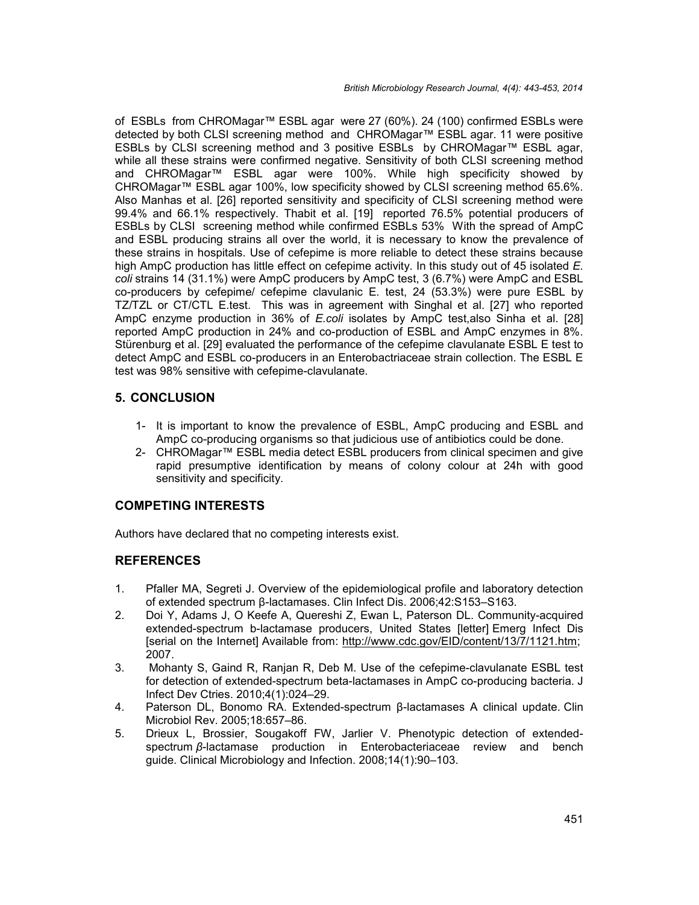of ESBLs from CHROMagar™ ESBL agar were 27 (60%). 24 (100) confirmed ESBLs were detected by both CLSI screening method and CHROMagar™ ESBL agar. 11 were positive ESBLs by CLSI screening method and 3 positive ESBLs by CHROMagar™ ESBL agar, while all these strains were confirmed negative. Sensitivity of both CLSI screening method and CHROMagar™ ESBL agar were 100%. While high specificity showed by CHROMagar™ ESBL agar 100%, low specificity showed by CLSI screening method 65.6%. Also Manhas et al. [26] reported sensitivity and specificity of CLSI screening method were 99.4% and 66.1% respectively. Thabit et al. [19] reported 76.5% potential producers of ESBLs by CLSI screening method while confirmed ESBLs 53% With the spread of AmpC and ESBL producing strains all over the world, it is necessary to know the prevalence of these strains in hospitals. Use of cefepime is more reliable to detect these strains because high AmpC production has little effect on cefepime activity. In this study out of 45 isolated *E. coli* strains 14 (31.1%) were AmpC producers by AmpC test, 3 (6.7%) were AmpC and ESBL co-producers by cefepime/ cefepime clavulanic E. test, 24 (53.3%) were pure ESBL by TZ/TZL or CT/CTL E.test. This was in agreement with Singhal et al. [27] who reported AmpC enzyme production in 36% of *E.coli* isolates by AmpC test,also Sinha et al. [28] reported AmpC production in 24% and co-production of ESBL and AmpC enzymes in 8%. Stürenburg et al. [29] evaluated the performance of the cefepime clavulanate ESBL E test to detect AmpC and ESBL co-producers in an Enterobactriaceae strain collection. The ESBL E test was 98% sensitive with cefepime-clavulanate.

## 5. CONCLUSION

1- It is important to know the prevalence of ESBL, AmpC producing and ESBL and AmpC co-producing organisms so that judicious use of antibiotics could be done.
2- CHROMagar™ ESBL media detect ESBL producers from clinical specimen and give rapid presumptive identification by means of colony colour at 24h with good sensitivity and specificity.

## COMPETING INTERESTS

Authors have declared that no competing interests exist.

## REFERENCES

1. Pfaller MA, Segreti J. Overview of the epidemiological profile and laboratory detection of extended spectrum β-lactamases. Clin Infect Dis. 2006;42:S153–S163.
2. Doi Y, Adams J, O Keefe A, Quereshi Z, Ewan L, Paterson DL. Community-acquired extended-spectrum b-lactamase producers, United States [letter] Emerg Infect Dis [serial on the Internet] Available from: http://www.cdc.gov/EID/content/13/7/1121.htm; 2007.
3. Mohanty S, Gaind R, Ranjan R, Deb M. Use of the cefepime-clavulanate ESBL test for detection of extended-spectrum beta-lactamases in AmpC co-producing bacteria. J Infect Dev Ctries. 2010;4(1):024–29.
4. Paterson DL, Bonomo RA. Extended-spectrum β-lactamases A clinical update. Clin Microbiol Rev. 2005;18:657–86.
5. Drieux L, Brossier, Sougakoff FW, Jarlier V. Phenotypic detection of extended-spectrum *β*-lactamase production in Enterobacteriaceae review and bench guide. Clinical Microbiology and Infection. 2008;14(1):90–103.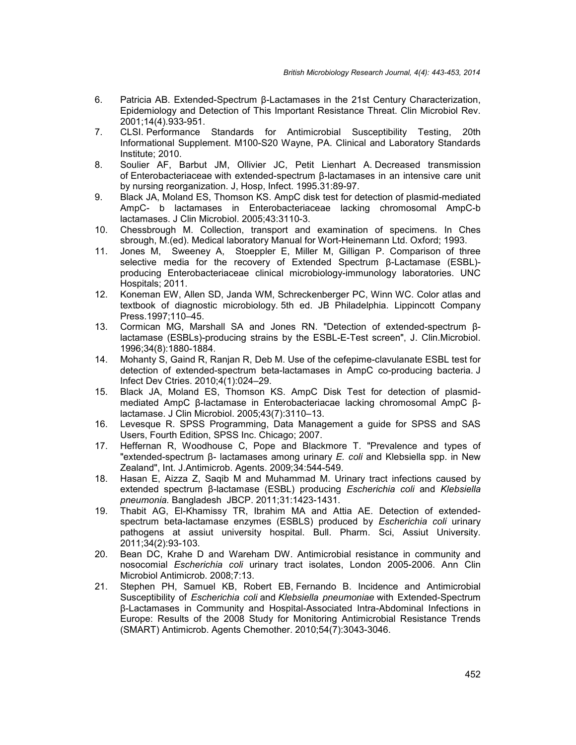6. Patricia AB. Extended-Spectrum β-Lactamases in the 21st Century Characterization, Epidemiology and Detection of This Important Resistance Threat. Clin Microbiol Rev. 2001;14(4).933-951.
7. CLSI. Performance Standards for Antimicrobial Susceptibility Testing, 20th Informational Supplement. M100-S20 Wayne, PA. Clinical and Laboratory Standards Institute; 2010.
8. Soulier AF, Barbut JM, Ollivier JC, Petit Lienhart A. Decreased transmission of Enterobacteriaceae with extended-spectrum β-lactamases in an intensive care unit by nursing reorganization. J, Hosp, Infect. 1995.31:89-97.
9. Black JA, Moland ES, Thomson KS. AmpC disk test for detection of plasmid-mediated AmpC- b lactamases in Enterobacteriaceae lacking chromosomal AmpC-b lactamases. J Clin Microbiol. 2005;43:3110-3.
10. Chessbrough M. Collection, transport and examination of specimens. In Ches sbrough, M.(ed). Medical laboratory Manual for Wort-Heinemann Ltd. Oxford; 1993.
11. Jones M, Sweeney A, Stoeppler E, Miller M, Gilligan P. Comparison of three selective media for the recovery of Extended Spectrum β-Lactamase (ESBL)-producing Enterobacteriaceae clinical microbiology-immunology laboratories. UNC Hospitals; 2011.
12. Koneman EW, Allen SD, Janda WM, Schreckenberger PC, Winn WC. Color atlas and textbook of diagnostic microbiology. 5th ed. JB Philadelphia. Lippincott Company Press.1997;110–45.
13. Cormican MG, Marshall SA and Jones RN. "Detection of extended-spectrum β-lactamase (ESBLs)-producing strains by the ESBL-E-Test screen", J. Clin.Microbiol. 1996;34(8):1880-1884.
14. Mohanty S, Gaind R, Ranjan R, Deb M. Use of the cefepime-clavulanate ESBL test for detection of extended-spectrum beta-lactamases in AmpC co-producing bacteria. J Infect Dev Ctries. 2010;4(1):024–29.
15. Black JA, Moland ES, Thomson KS. AmpC Disk Test for detection of plasmid-mediated AmpC β-lactamase in Enterobacteriacae lacking chromosomal AmpC β-lactamase. J Clin Microbiol. 2005;43(7):3110–13.
16. Levesque R. SPSS Programming, Data Management a guide for SPSS and SAS Users, Fourth Edition, SPSS Inc. Chicago; 2007.
17. Heffernan R, Woodhouse C, Pope and Blackmore T. "Prevalence and types of "extended-spectrum β- lactamases among urinary *E. coli* and Klebsiella spp. in New Zealand", Int. J.Antimicrob. Agents. 2009;34:544-549.
18. Hasan E, Aizza Z, Saqib M and Muhammad M. Urinary tract infections caused by extended spectrum β-lactamase (ESBL) producing *Escherichia coli* and *Klebsiella pneumonia.* Bangladesh JBCP. 2011;31:1423-1431.
19. Thabit AG, El-Khamissy TR, Ibrahim MA and Attia AE. Detection of extended-spectrum beta-lactamase enzymes (ESBLS) produced by *Escherichia coli* urinary pathogens at assiut university hospital. Bull. Pharm. Sci, Assiut University. 2011;34(2):93-103.
20. Bean DC, Krahe D and Wareham DW. Antimicrobial resistance in community and nosocomial *Escherichia coli* urinary tract isolates, London 2005-2006. Ann Clin Microbiol Antimicrob. 2008;7:13.
21. Stephen PH, Samuel KB, Robert EB, Fernando B. Incidence and Antimicrobial Susceptibility of *Escherichia coli* and *Klebsiella pneumoniae* with Extended-Spectrum β-Lactamases in Community and Hospital-Associated Intra-Abdominal Infections in Europe: Results of the 2008 Study for Monitoring Antimicrobial Resistance Trends (SMART) Antimicrob. Agents Chemother. 2010;54(7):3043-3046.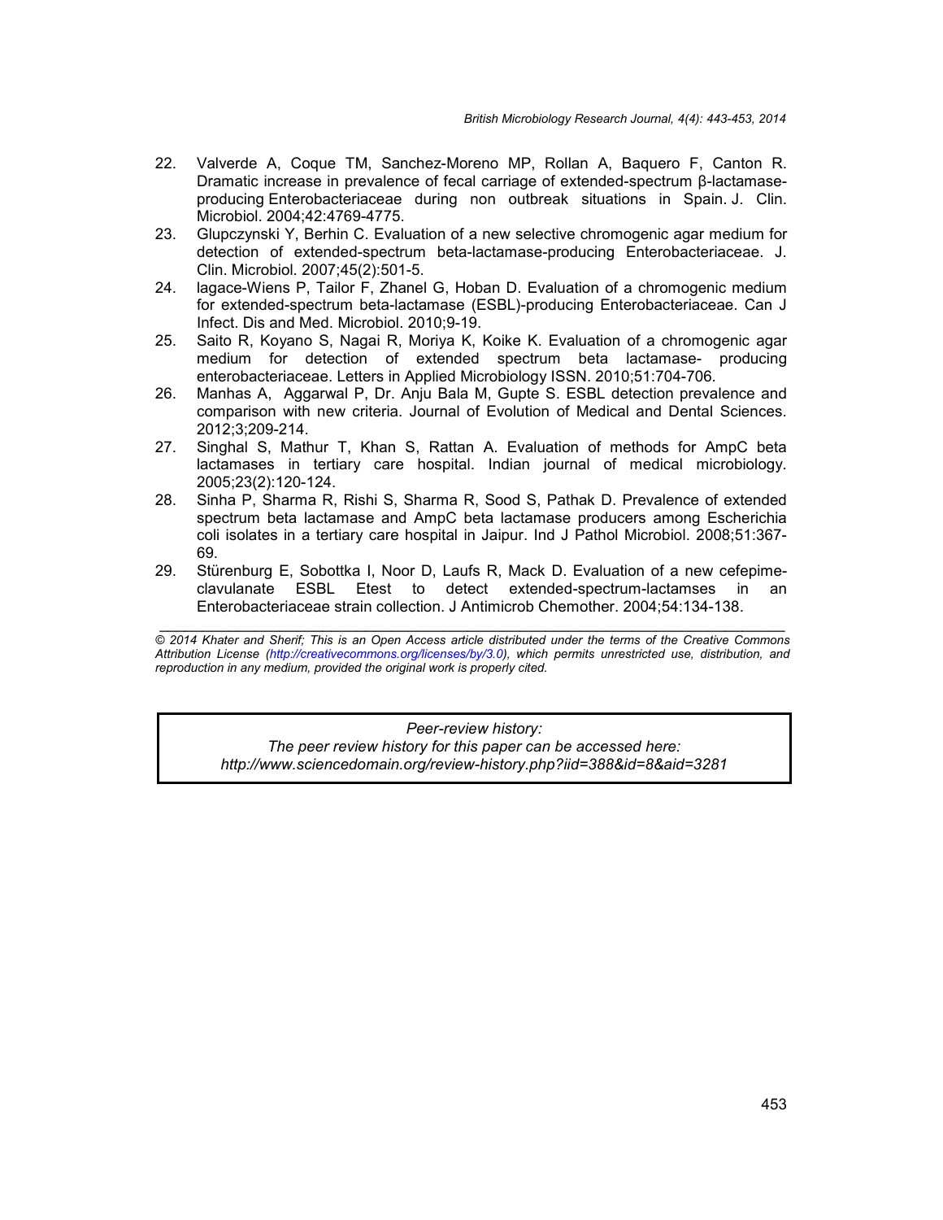22. Valverde A, Coque TM, Sanchez-Moreno MP, Rollan A, Baquero F, Canton R. Dramatic increase in prevalence of fecal carriage of extended-spectrum β-lactamase-producing Enterobacteriaceae during non outbreak situations in Spain. J. Clin. Microbiol. 2004;42:4769-4775.
23. Glupczynski Y, Berhin C. Evaluation of a new selective chromogenic agar medium for detection of extended-spectrum beta-lactamase-producing Enterobacteriaceae. J. Clin. Microbiol. 2007;45(2):501-5.
24. lagace-Wiens P, Tailor F, Zhanel G, Hoban D. Evaluation of a chromogenic medium for extended-spectrum beta-lactamase (ESBL)-producing Enterobacteriaceae. Can J Infect. Dis and Med. Microbiol. 2010;9-19.
25. Saito R, Koyano S, Nagai R, Moriya K, Koike K. Evaluation of a chromogenic agar medium for detection of extended spectrum beta lactamase- producing enterobacteriaceae. Letters in Applied Microbiology ISSN. 2010;51:704-706.
26. Manhas A, Aggarwal P, Dr. Anju Bala M, Gupte S. ESBL detection prevalence and comparison with new criteria. Journal of Evolution of Medical and Dental Sciences. 2012;3;209-214.
27. Singhal S, Mathur T, Khan S, Rattan A. Evaluation of methods for AmpC beta lactamases in tertiary care hospital. Indian journal of medical microbiology. 2005;23(2):120-124.
28. Sinha P, Sharma R, Rishi S, Sharma R, Sood S, Pathak D. Prevalence of extended spectrum beta lactamase and AmpC beta lactamase producers among Escherichia coli isolates in a tertiary care hospital in Jaipur. Ind J Pathol Microbiol. 2008;51:367-69.
29. Stürenburg E, Sobottka I, Noor D, Laufs R, Mack D. Evaluation of a new cefepime-clavulanate ESBL Etest to detect extended-spectrum-lactamses in an Enterobacteriaceae strain collection. J Antimicrob Chemother. 2004;54:134-138.

---

*© 2014 Khater and Sherif; This is an Open Access article distributed under the terms of the Creative Commons Attribution License (http://creativecommons.org/licenses/by/3.0), which permits unrestricted use, distribution, and reproduction in any medium, provided the original work is properly cited.*

*Peer-review history:*
*The peer review history for this paper can be accessed here:*
*http://www.sciencedomain.org/review-history.php?iid=388&id=8&aid=3281*